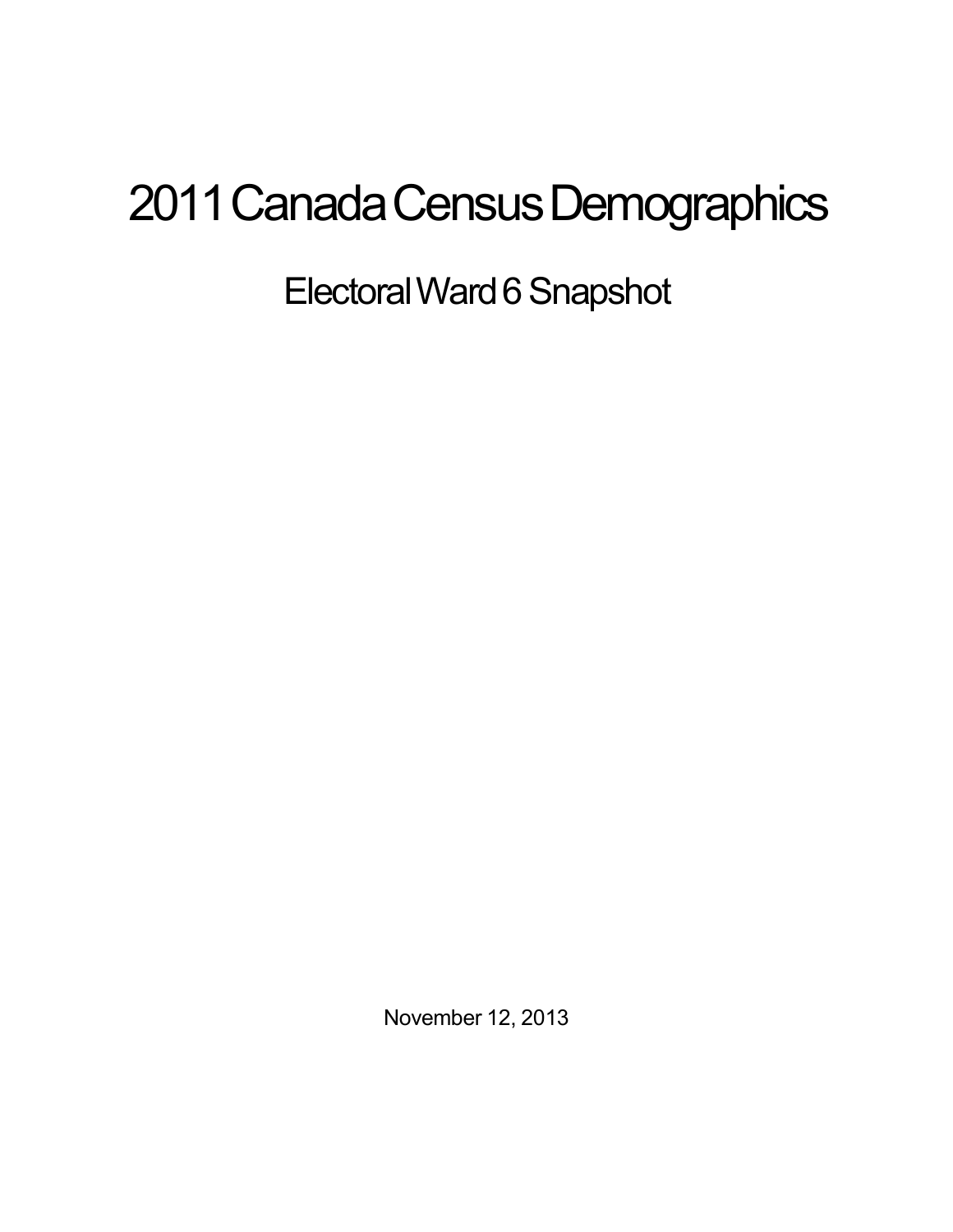# 2011 Canada Census Demographics

## Electoral Ward 6 Snapshot

November 12, 2013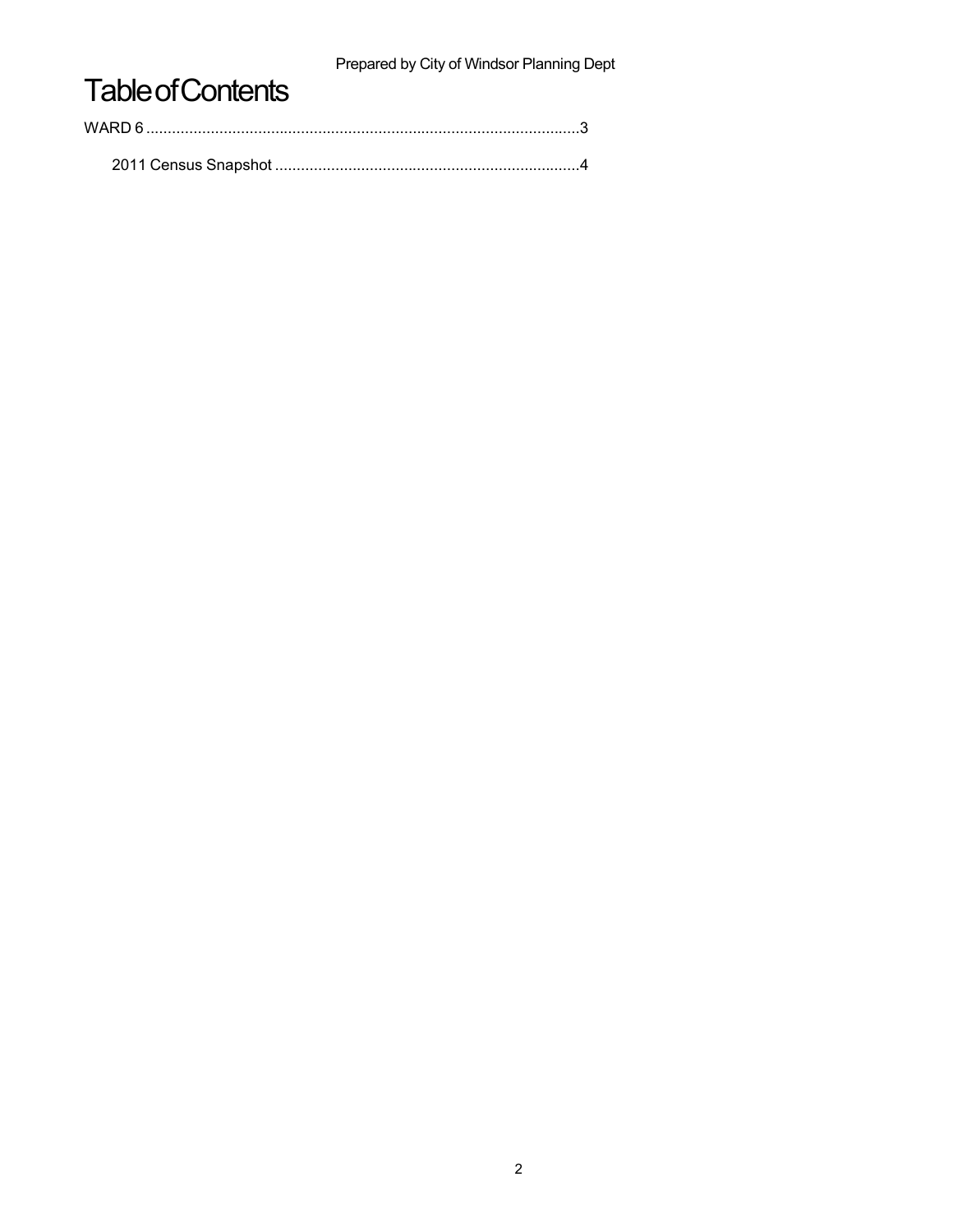# Table of Contents

WARD 6 ....................................................................................................3

    2011 Census Snapshot .......................................................................4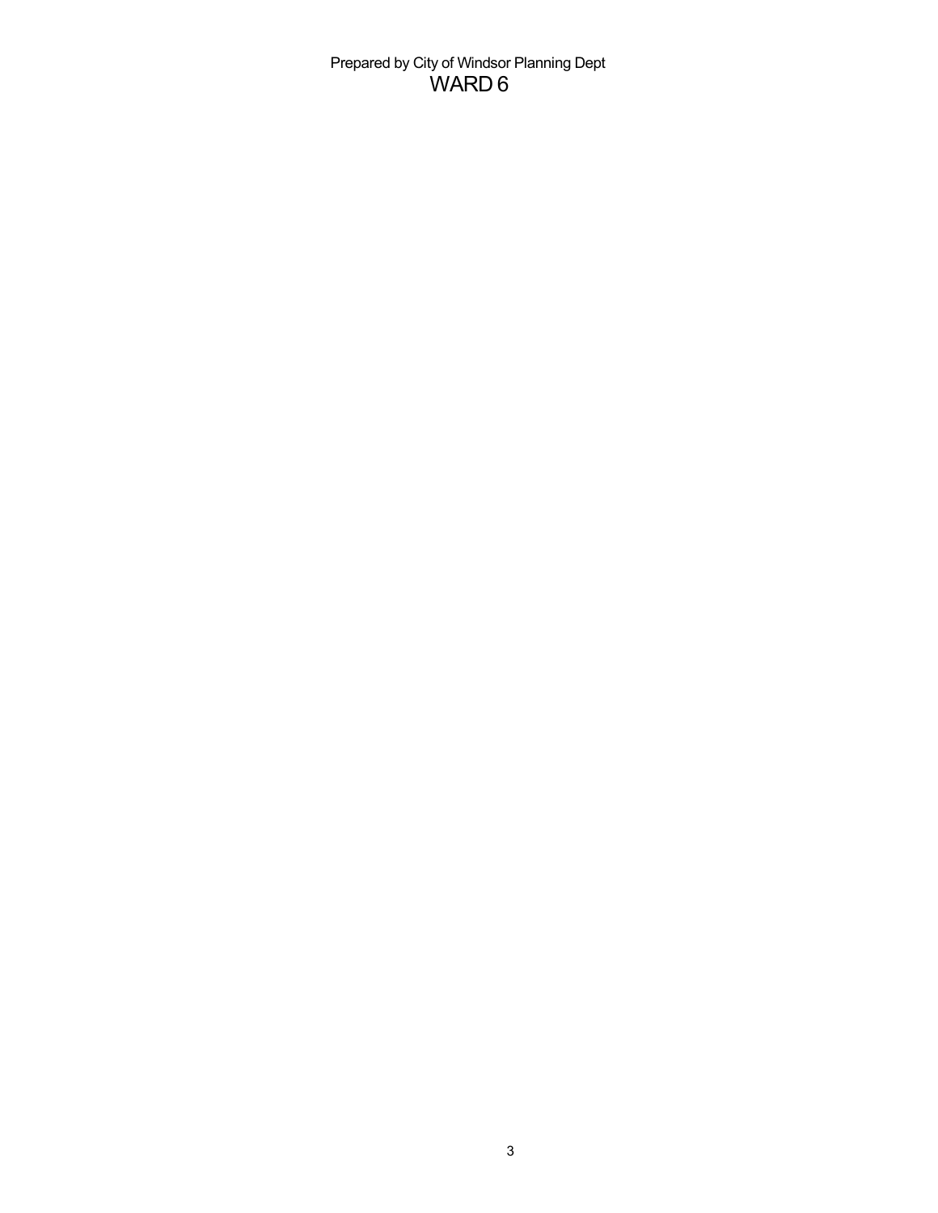Prepared by City of Windsor Planning Dept

# WARD 6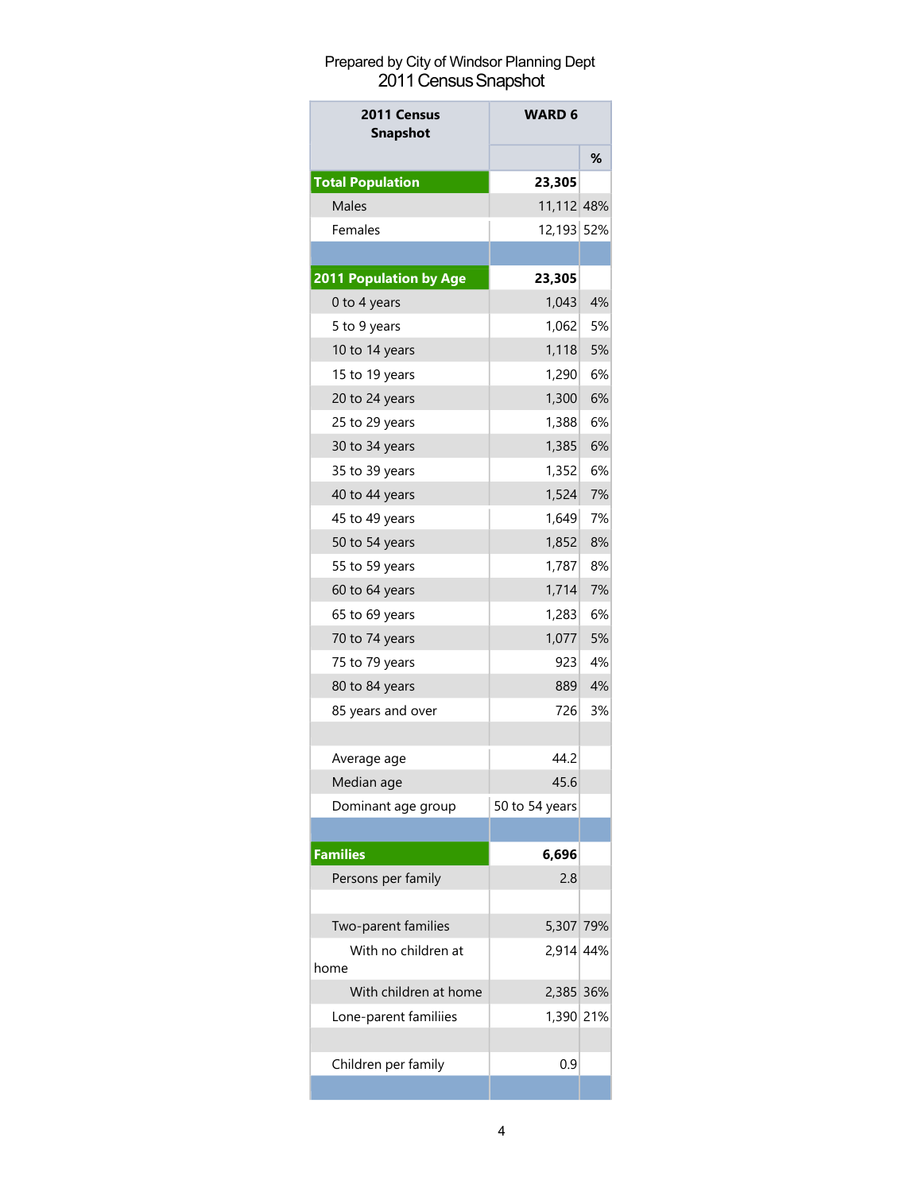Prepared by City of Windsor Planning Dept

# 2011 Census Snapshot

| 2011 Census Snapshot | WARD 6 | |
|---|---|---|
| | | % |
| **Total Population** | **23,305** | |
| Males | 11,112 | 48% |
| Females | 12,193 | 52% |
| | | |
| **2011 Population by Age** | **23,305** | |
| 0 to 4 years | 1,043 | 4% |
| 5 to 9 years | 1,062 | 5% |
| 10 to 14 years | 1,118 | 5% |
| 15 to 19 years | 1,290 | 6% |
| 20 to 24 years | 1,300 | 6% |
| 25 to 29 years | 1,388 | 6% |
| 30 to 34 years | 1,385 | 6% |
| 35 to 39 years | 1,352 | 6% |
| 40 to 44 years | 1,524 | 7% |
| 45 to 49 years | 1,649 | 7% |
| 50 to 54 years | 1,852 | 8% |
| 55 to 59 years | 1,787 | 8% |
| 60 to 64 years | 1,714 | 7% |
| 65 to 69 years | 1,283 | 6% |
| 70 to 74 years | 1,077 | 5% |
| 75 to 79 years | 923 | 4% |
| 80 to 84 years | 889 | 4% |
| 85 years and over | 726 | 3% |
| | | |
| Average age | 44.2 | |
| Median age | 45.6 | |
| Dominant age group | 50 to 54 years | |
| | | |
| **Families** | **6,696** | |
| Persons per family | 2.8 | |
| | | |
| Two-parent families | 5,307 | 79% |
| With no children at home | 2,914 | 44% |
| With children at home | 2,385 | 36% |
| Lone-parent familiies | 1,390 | 21% |
| | | |
| Children per family | 0.9 | |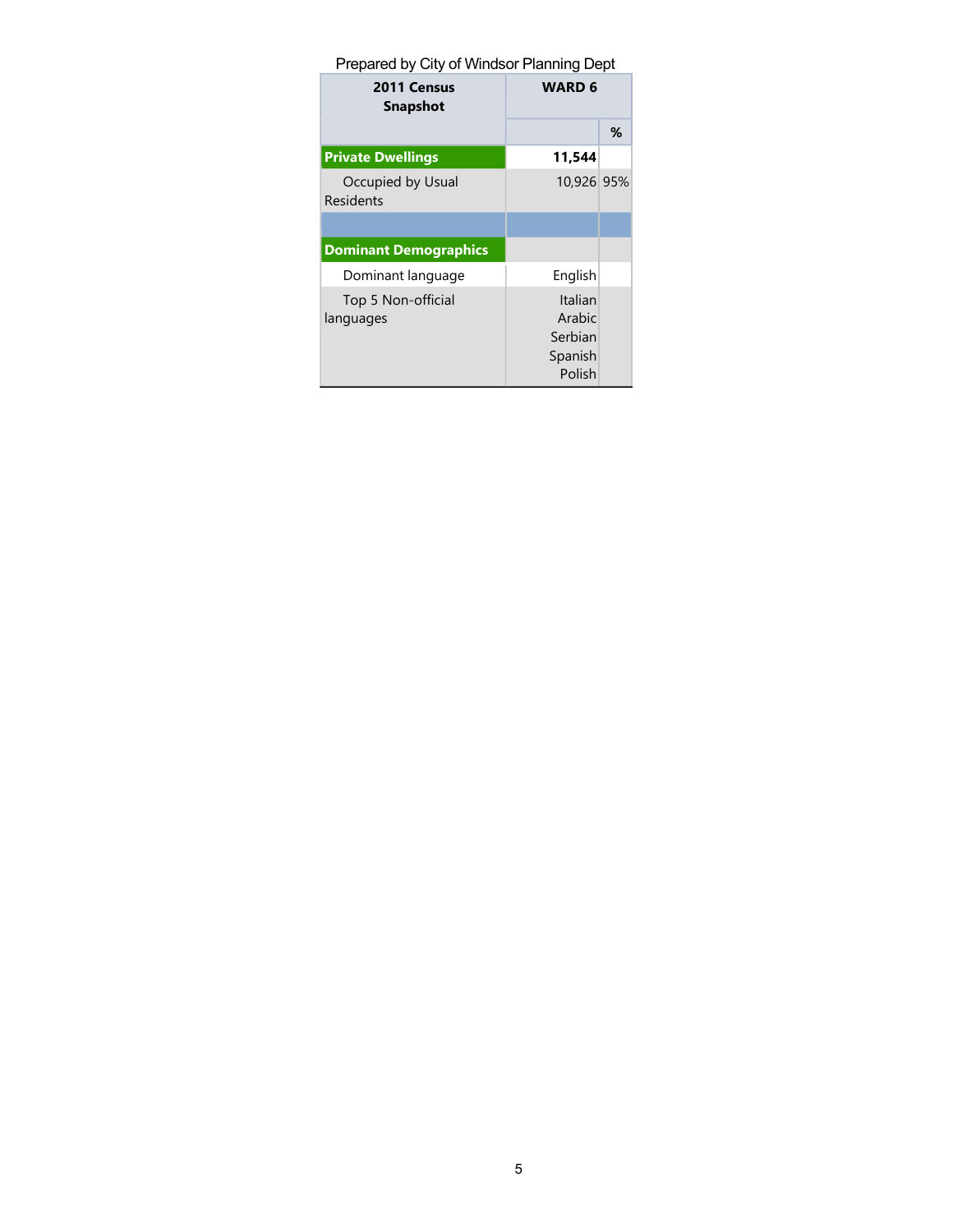Prepared by City of Windsor Planning Dept

| 2011 Census Snapshot | WARD 6 | |
|---|---|---|
| | | % |
| **Private Dwellings** | **11,544** | |
| Occupied by Usual Residents | 10,926 | 95% |
| | | |
| **Dominant Demographics** | | |
| Dominant language | English | |
| Top 5 Non-official languages | Italian<br>Arabic<br>Serbian<br>Spanish<br>Polish | |